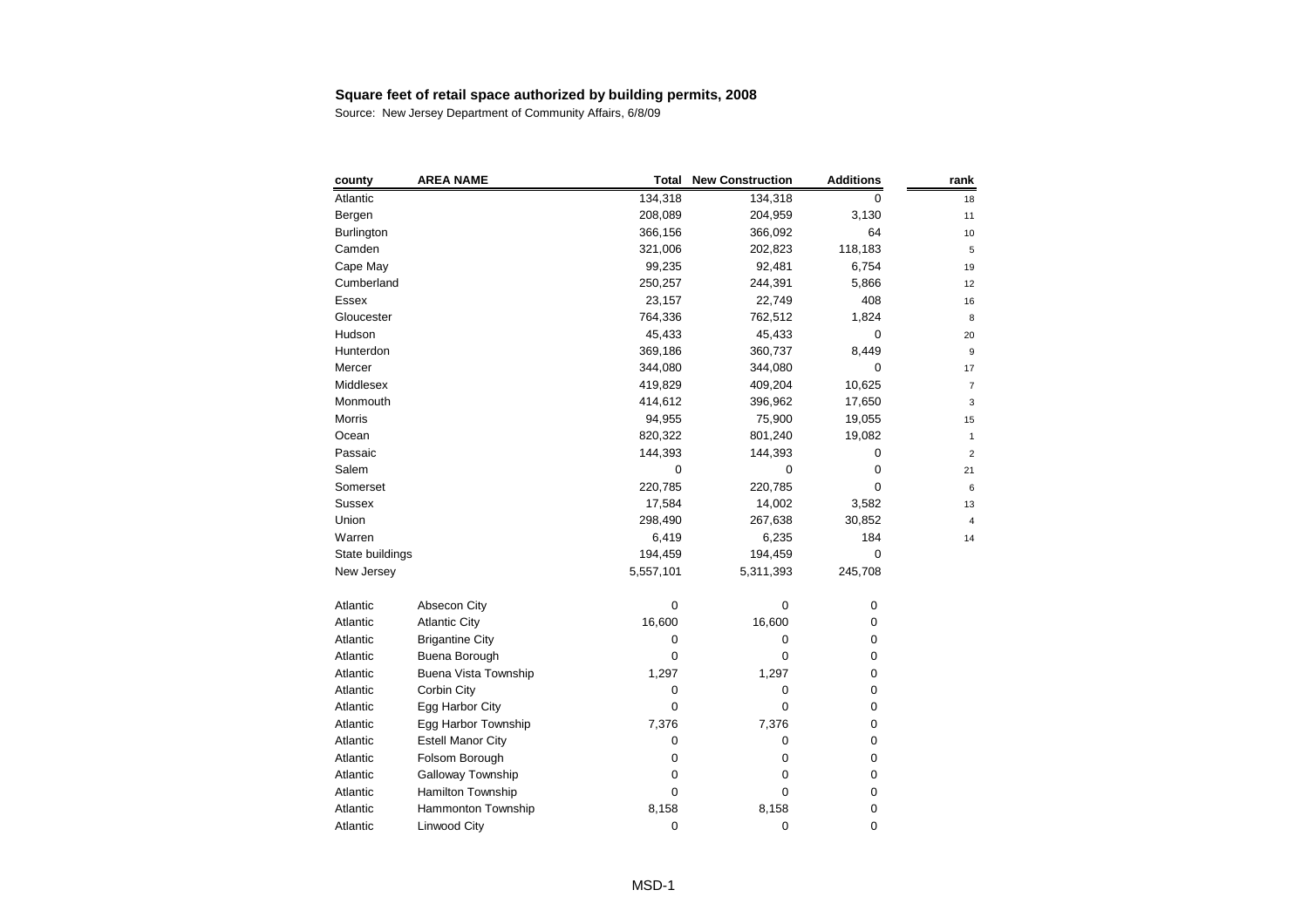**Square feet of retail space authorized by building permits, 2008**

Source: New Jersey Department of Community Affairs, 6/8/09

| county | AREA NAME | Total | New Construction | Additions | rank |
|---|---|---|---|---|---|
| Atlantic | | 134,318 | 134,318 | 0 | 18 |
| Bergen | | 208,089 | 204,959 | 3,130 | 11 |
| Burlington | | 366,156 | 366,092 | 64 | 10 |
| Camden | | 321,006 | 202,823 | 118,183 | 5 |
| Cape May | | 99,235 | 92,481 | 6,754 | 19 |
| Cumberland | | 250,257 | 244,391 | 5,866 | 12 |
| Essex | | 23,157 | 22,749 | 408 | 16 |
| Gloucester | | 764,336 | 762,512 | 1,824 | 8 |
| Hudson | | 45,433 | 45,433 | 0 | 20 |
| Hunterdon | | 369,186 | 360,737 | 8,449 | 9 |
| Mercer | | 344,080 | 344,080 | 0 | 17 |
| Middlesex | | 419,829 | 409,204 | 10,625 | 7 |
| Monmouth | | 414,612 | 396,962 | 17,650 | 3 |
| Morris | | 94,955 | 75,900 | 19,055 | 15 |
| Ocean | | 820,322 | 801,240 | 19,082 | 1 |
| Passaic | | 144,393 | 144,393 | 0 | 2 |
| Salem | | 0 | 0 | 0 | 21 |
| Somerset | | 220,785 | 220,785 | 0 | 6 |
| Sussex | | 17,584 | 14,002 | 3,582 | 13 |
| Union | | 298,490 | 267,638 | 30,852 | 4 |
| Warren | | 6,419 | 6,235 | 184 | 14 |
| State buildings | | 194,459 | 194,459 | 0 | |
| New Jersey | | 5,557,101 | 5,311,393 | 245,708 | |
| | | | | | |
| Atlantic | Absecon City | 0 | 0 | 0 | |
| Atlantic | Atlantic City | 16,600 | 16,600 | 0 | |
| Atlantic | Brigantine City | 0 | 0 | 0 | |
| Atlantic | Buena Borough | 0 | 0 | 0 | |
| Atlantic | Buena Vista Township | 1,297 | 1,297 | 0 | |
| Atlantic | Corbin City | 0 | 0 | 0 | |
| Atlantic | Egg Harbor City | 0 | 0 | 0 | |
| Atlantic | Egg Harbor Township | 7,376 | 7,376 | 0 | |
| Atlantic | Estell Manor City | 0 | 0 | 0 | |
| Atlantic | Folsom Borough | 0 | 0 | 0 | |
| Atlantic | Galloway Township | 0 | 0 | 0 | |
| Atlantic | Hamilton Township | 0 | 0 | 0 | |
| Atlantic | Hammonton Township | 8,158 | 8,158 | 0 | |
| Atlantic | Linwood City | 0 | 0 | 0 | |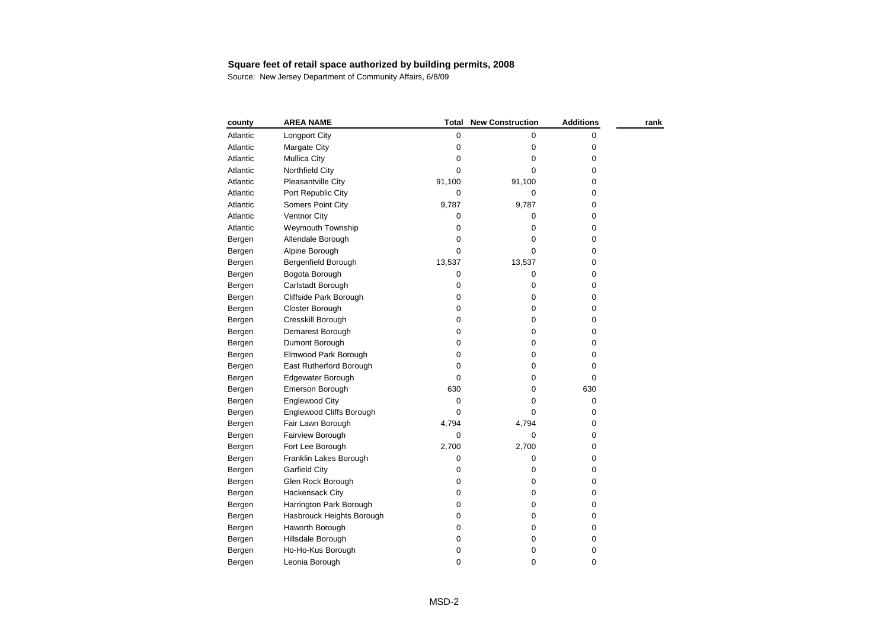**Square feet of retail space authorized by building permits, 2008**

Source: New Jersey Department of Community Affairs, 6/8/09

| county | AREA NAME | Total | New Construction | Additions | rank |
|---|---|---|---|---|---|
| Atlantic | Longport City | 0 | 0 | 0 | |
| Atlantic | Margate City | 0 | 0 | 0 | |
| Atlantic | Mullica City | 0 | 0 | 0 | |
| Atlantic | Northfield City | 0 | 0 | 0 | |
| Atlantic | Pleasantville City | 91,100 | 91,100 | 0 | |
| Atlantic | Port Republic City | 0 | 0 | 0 | |
| Atlantic | Somers Point City | 9,787 | 9,787 | 0 | |
| Atlantic | Ventnor City | 0 | 0 | 0 | |
| Atlantic | Weymouth Township | 0 | 0 | 0 | |
| Bergen | Allendale Borough | 0 | 0 | 0 | |
| Bergen | Alpine Borough | 0 | 0 | 0 | |
| Bergen | Bergenfield Borough | 13,537 | 13,537 | 0 | |
| Bergen | Bogota Borough | 0 | 0 | 0 | |
| Bergen | Carlstadt Borough | 0 | 0 | 0 | |
| Bergen | Cliffside Park Borough | 0 | 0 | 0 | |
| Bergen | Closter Borough | 0 | 0 | 0 | |
| Bergen | Cresskill Borough | 0 | 0 | 0 | |
| Bergen | Demarest Borough | 0 | 0 | 0 | |
| Bergen | Dumont Borough | 0 | 0 | 0 | |
| Bergen | Elmwood Park Borough | 0 | 0 | 0 | |
| Bergen | East Rutherford Borough | 0 | 0 | 0 | |
| Bergen | Edgewater Borough | 0 | 0 | 0 | |
| Bergen | Emerson Borough | 630 | 0 | 630 | |
| Bergen | Englewood City | 0 | 0 | 0 | |
| Bergen | Englewood Cliffs Borough | 0 | 0 | 0 | |
| Bergen | Fair Lawn Borough | 4,794 | 4,794 | 0 | |
| Bergen | Fairview Borough | 0 | 0 | 0 | |
| Bergen | Fort Lee Borough | 2,700 | 2,700 | 0 | |
| Bergen | Franklin Lakes Borough | 0 | 0 | 0 | |
| Bergen | Garfield City | 0 | 0 | 0 | |
| Bergen | Glen Rock Borough | 0 | 0 | 0 | |
| Bergen | Hackensack City | 0 | 0 | 0 | |
| Bergen | Harrington Park Borough | 0 | 0 | 0 | |
| Bergen | Hasbrouck Heights Borough | 0 | 0 | 0 | |
| Bergen | Haworth Borough | 0 | 0 | 0 | |
| Bergen | Hillsdale Borough | 0 | 0 | 0 | |
| Bergen | Ho-Ho-Kus Borough | 0 | 0 | 0 | |
| Bergen | Leonia Borough | 0 | 0 | 0 | |

MSD-2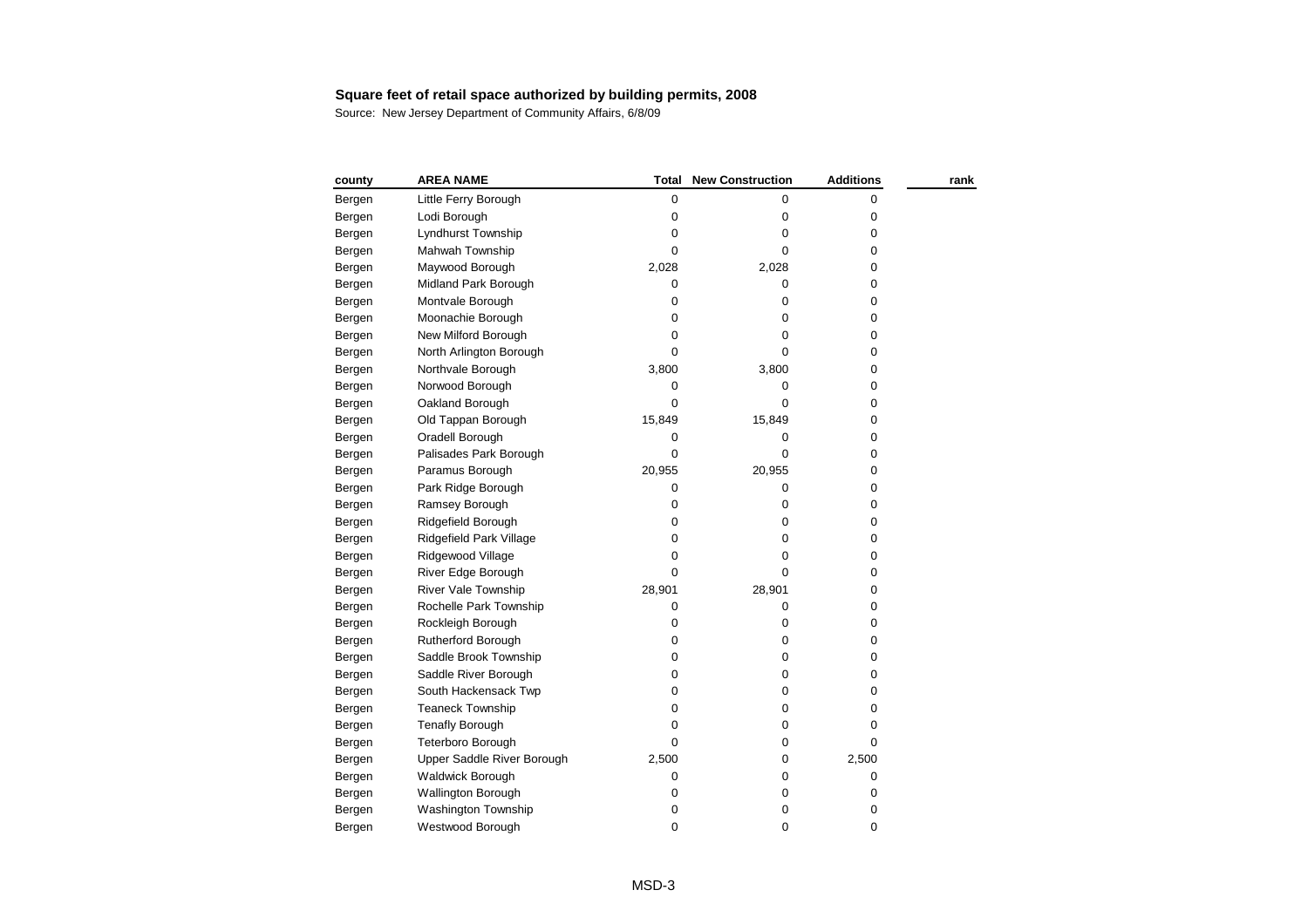**Square feet of retail space authorized by building permits, 2008**

Source: New Jersey Department of Community Affairs, 6/8/09

| county | AREA NAME | Total | New Construction | Additions | rank |
|---|---|---|---|---|---|
| Bergen | Little Ferry Borough | 0 | 0 | 0 | |
| Bergen | Lodi Borough | 0 | 0 | 0 | |
| Bergen | Lyndhurst Township | 0 | 0 | 0 | |
| Bergen | Mahwah Township | 0 | 0 | 0 | |
| Bergen | Maywood Borough | 2,028 | 2,028 | 0 | |
| Bergen | Midland Park Borough | 0 | 0 | 0 | |
| Bergen | Montvale Borough | 0 | 0 | 0 | |
| Bergen | Moonachie Borough | 0 | 0 | 0 | |
| Bergen | New Milford Borough | 0 | 0 | 0 | |
| Bergen | North Arlington Borough | 0 | 0 | 0 | |
| Bergen | Northvale Borough | 3,800 | 3,800 | 0 | |
| Bergen | Norwood Borough | 0 | 0 | 0 | |
| Bergen | Oakland Borough | 0 | 0 | 0 | |
| Bergen | Old Tappan Borough | 15,849 | 15,849 | 0 | |
| Bergen | Oradell Borough | 0 | 0 | 0 | |
| Bergen | Palisades Park Borough | 0 | 0 | 0 | |
| Bergen | Paramus Borough | 20,955 | 20,955 | 0 | |
| Bergen | Park Ridge Borough | 0 | 0 | 0 | |
| Bergen | Ramsey Borough | 0 | 0 | 0 | |
| Bergen | Ridgefield Borough | 0 | 0 | 0 | |
| Bergen | Ridgefield Park Village | 0 | 0 | 0 | |
| Bergen | Ridgewood Village | 0 | 0 | 0 | |
| Bergen | River Edge Borough | 0 | 0 | 0 | |
| Bergen | River Vale Township | 28,901 | 28,901 | 0 | |
| Bergen | Rochelle Park Township | 0 | 0 | 0 | |
| Bergen | Rockleigh Borough | 0 | 0 | 0 | |
| Bergen | Rutherford Borough | 0 | 0 | 0 | |
| Bergen | Saddle Brook Township | 0 | 0 | 0 | |
| Bergen | Saddle River Borough | 0 | 0 | 0 | |
| Bergen | South Hackensack Twp | 0 | 0 | 0 | |
| Bergen | Teaneck Township | 0 | 0 | 0 | |
| Bergen | Tenafly Borough | 0 | 0 | 0 | |
| Bergen | Teterboro Borough | 0 | 0 | 0 | |
| Bergen | Upper Saddle River Borough | 2,500 | 0 | 2,500 | |
| Bergen | Waldwick Borough | 0 | 0 | 0 | |
| Bergen | Wallington Borough | 0 | 0 | 0 | |
| Bergen | Washington Township | 0 | 0 | 0 | |
| Bergen | Westwood Borough | 0 | 0 | 0 | |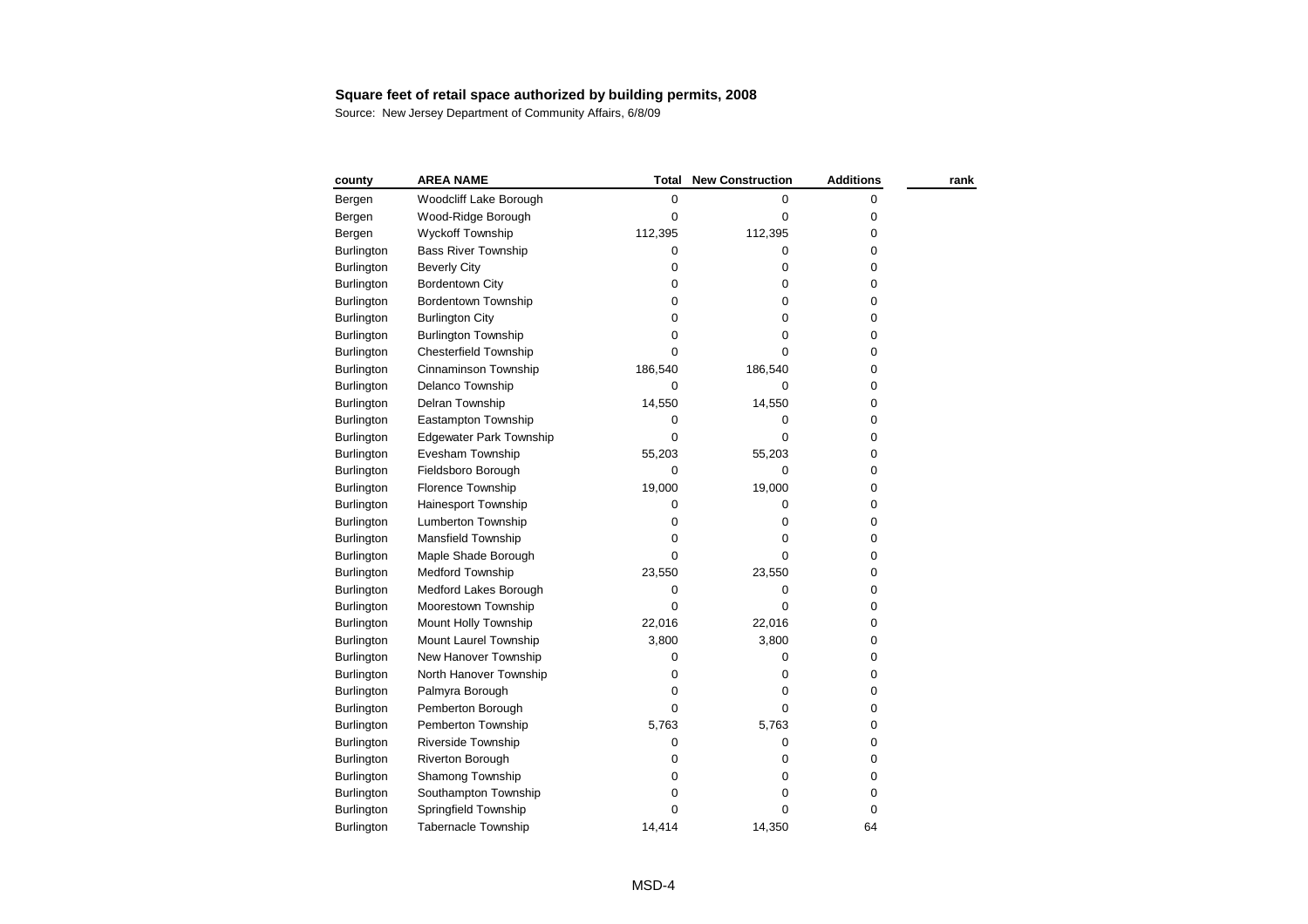**Square feet of retail space authorized by building permits, 2008**

Source: New Jersey Department of Community Affairs, 6/8/09

| county | AREA NAME | Total | New Construction | Additions | rank |
|---|---|---|---|---|---|
| Bergen | Woodcliff Lake Borough | 0 | 0 | 0 | |
| Bergen | Wood-Ridge Borough | 0 | 0 | 0 | |
| Bergen | Wyckoff Township | 112,395 | 112,395 | 0 | |
| Burlington | Bass River Township | 0 | 0 | 0 | |
| Burlington | Beverly City | 0 | 0 | 0 | |
| Burlington | Bordentown City | 0 | 0 | 0 | |
| Burlington | Bordentown Township | 0 | 0 | 0 | |
| Burlington | Burlington City | 0 | 0 | 0 | |
| Burlington | Burlington Township | 0 | 0 | 0 | |
| Burlington | Chesterfield Township | 0 | 0 | 0 | |
| Burlington | Cinnaminson Township | 186,540 | 186,540 | 0 | |
| Burlington | Delanco Township | 0 | 0 | 0 | |
| Burlington | Delran Township | 14,550 | 14,550 | 0 | |
| Burlington | Eastampton Township | 0 | 0 | 0 | |
| Burlington | Edgewater Park Township | 0 | 0 | 0 | |
| Burlington | Evesham Township | 55,203 | 55,203 | 0 | |
| Burlington | Fieldsboro Borough | 0 | 0 | 0 | |
| Burlington | Florence Township | 19,000 | 19,000 | 0 | |
| Burlington | Hainesport Township | 0 | 0 | 0 | |
| Burlington | Lumberton Township | 0 | 0 | 0 | |
| Burlington | Mansfield Township | 0 | 0 | 0 | |
| Burlington | Maple Shade Borough | 0 | 0 | 0 | |
| Burlington | Medford Township | 23,550 | 23,550 | 0 | |
| Burlington | Medford Lakes Borough | 0 | 0 | 0 | |
| Burlington | Moorestown Township | 0 | 0 | 0 | |
| Burlington | Mount Holly Township | 22,016 | 22,016 | 0 | |
| Burlington | Mount Laurel Township | 3,800 | 3,800 | 0 | |
| Burlington | New Hanover Township | 0 | 0 | 0 | |
| Burlington | North Hanover Township | 0 | 0 | 0 | |
| Burlington | Palmyra Borough | 0 | 0 | 0 | |
| Burlington | Pemberton Borough | 0 | 0 | 0 | |
| Burlington | Pemberton Township | 5,763 | 5,763 | 0 | |
| Burlington | Riverside Township | 0 | 0 | 0 | |
| Burlington | Riverton Borough | 0 | 0 | 0 | |
| Burlington | Shamong Township | 0 | 0 | 0 | |
| Burlington | Southampton Township | 0 | 0 | 0 | |
| Burlington | Springfield Township | 0 | 0 | 0 | |
| Burlington | Tabernacle Township | 14,414 | 14,350 | 64 | |

MSD-4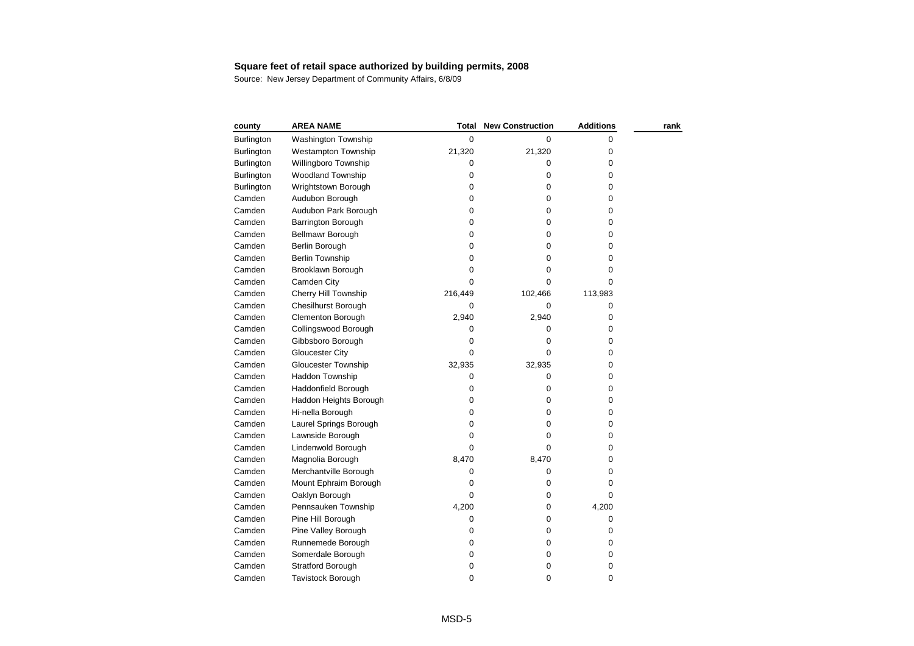**Square feet of retail space authorized by building permits, 2008**

Source: New Jersey Department of Community Affairs, 6/8/09

| county | AREA NAME | Total | New Construction | Additions | rank |
|---|---|---|---|---|---|
| Burlington | Washington Township | 0 | 0 | 0 | |
| Burlington | Westampton Township | 21,320 | 21,320 | 0 | |
| Burlington | Willingboro Township | 0 | 0 | 0 | |
| Burlington | Woodland Township | 0 | 0 | 0 | |
| Burlington | Wrightstown Borough | 0 | 0 | 0 | |
| Camden | Audubon Borough | 0 | 0 | 0 | |
| Camden | Audubon Park Borough | 0 | 0 | 0 | |
| Camden | Barrington Borough | 0 | 0 | 0 | |
| Camden | Bellmawr Borough | 0 | 0 | 0 | |
| Camden | Berlin Borough | 0 | 0 | 0 | |
| Camden | Berlin Township | 0 | 0 | 0 | |
| Camden | Brooklawn Borough | 0 | 0 | 0 | |
| Camden | Camden City | 0 | 0 | 0 | |
| Camden | Cherry Hill Township | 216,449 | 102,466 | 113,983 | |
| Camden | Chesilhurst Borough | 0 | 0 | 0 | |
| Camden | Clementon Borough | 2,940 | 2,940 | 0 | |
| Camden | Collingswood Borough | 0 | 0 | 0 | |
| Camden | Gibbsboro Borough | 0 | 0 | 0 | |
| Camden | Gloucester City | 0 | 0 | 0 | |
| Camden | Gloucester Township | 32,935 | 32,935 | 0 | |
| Camden | Haddon Township | 0 | 0 | 0 | |
| Camden | Haddonfield Borough | 0 | 0 | 0 | |
| Camden | Haddon Heights Borough | 0 | 0 | 0 | |
| Camden | Hi-nella Borough | 0 | 0 | 0 | |
| Camden | Laurel Springs Borough | 0 | 0 | 0 | |
| Camden | Lawnside Borough | 0 | 0 | 0 | |
| Camden | Lindenwold Borough | 0 | 0 | 0 | |
| Camden | Magnolia Borough | 8,470 | 8,470 | 0 | |
| Camden | Merchantville Borough | 0 | 0 | 0 | |
| Camden | Mount Ephraim Borough | 0 | 0 | 0 | |
| Camden | Oaklyn Borough | 0 | 0 | 0 | |
| Camden | Pennsauken Township | 4,200 | 0 | 4,200 | |
| Camden | Pine Hill Borough | 0 | 0 | 0 | |
| Camden | Pine Valley Borough | 0 | 0 | 0 | |
| Camden | Runnemede Borough | 0 | 0 | 0 | |
| Camden | Somerdale Borough | 0 | 0 | 0 | |
| Camden | Stratford Borough | 0 | 0 | 0 | |
| Camden | Tavistock Borough | 0 | 0 | 0 | |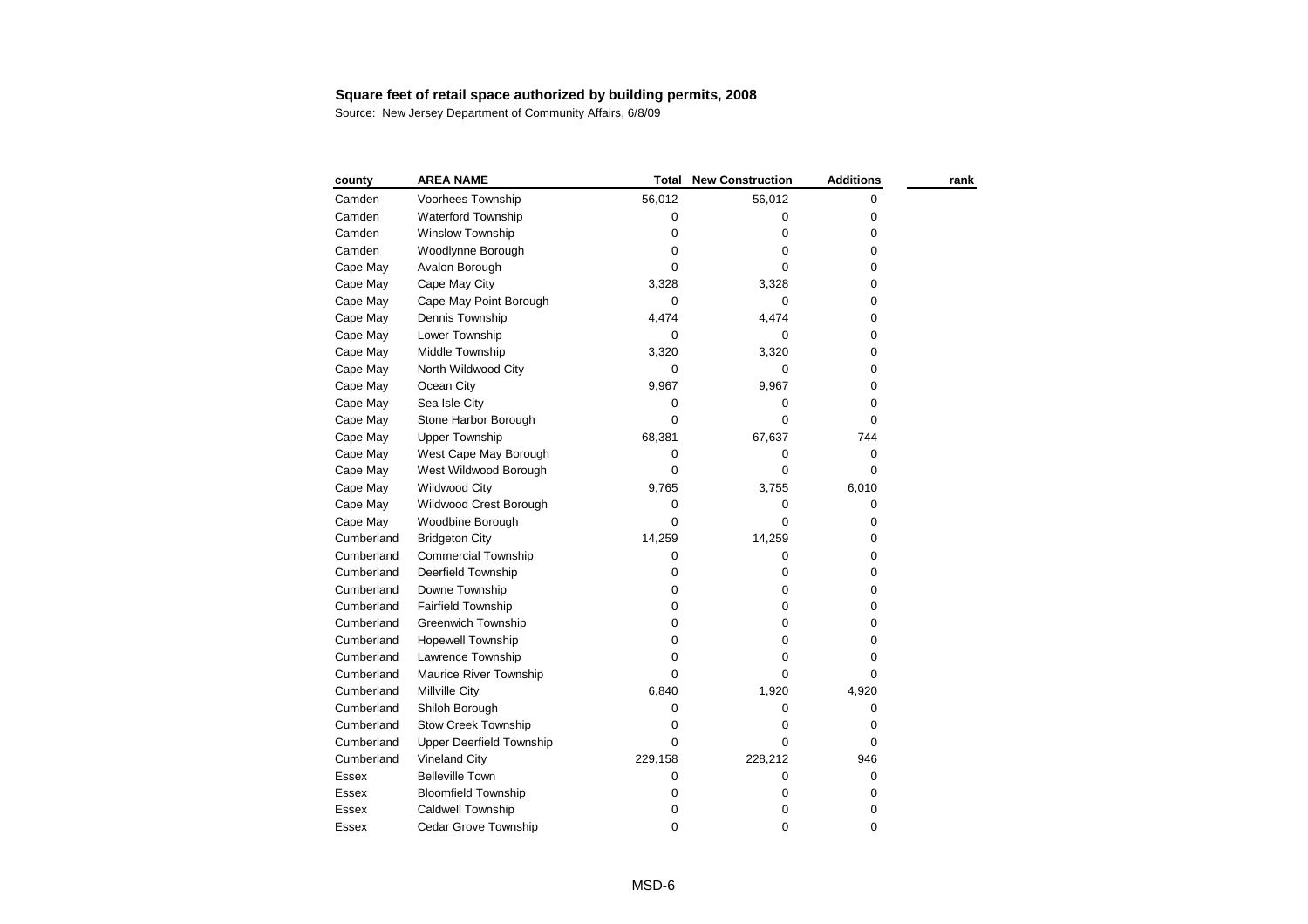**Square feet of retail space authorized by building permits, 2008**

Source: New Jersey Department of Community Affairs, 6/8/09

| county | AREA NAME | Total | New Construction | Additions | rank |
|---|---|---|---|---|---|
| Camden | Voorhees Township | 56,012 | 56,012 | 0 | |
| Camden | Waterford Township | 0 | 0 | 0 | |
| Camden | Winslow Township | 0 | 0 | 0 | |
| Camden | Woodlynne Borough | 0 | 0 | 0 | |
| Cape May | Avalon Borough | 0 | 0 | 0 | |
| Cape May | Cape May City | 3,328 | 3,328 | 0 | |
| Cape May | Cape May Point Borough | 0 | 0 | 0 | |
| Cape May | Dennis Township | 4,474 | 4,474 | 0 | |
| Cape May | Lower Township | 0 | 0 | 0 | |
| Cape May | Middle Township | 3,320 | 3,320 | 0 | |
| Cape May | North Wildwood City | 0 | 0 | 0 | |
| Cape May | Ocean City | 9,967 | 9,967 | 0 | |
| Cape May | Sea Isle City | 0 | 0 | 0 | |
| Cape May | Stone Harbor Borough | 0 | 0 | 0 | |
| Cape May | Upper Township | 68,381 | 67,637 | 744 | |
| Cape May | West Cape May Borough | 0 | 0 | 0 | |
| Cape May | West Wildwood Borough | 0 | 0 | 0 | |
| Cape May | Wildwood City | 9,765 | 3,755 | 6,010 | |
| Cape May | Wildwood Crest Borough | 0 | 0 | 0 | |
| Cape May | Woodbine Borough | 0 | 0 | 0 | |
| Cumberland | Bridgeton City | 14,259 | 14,259 | 0 | |
| Cumberland | Commercial Township | 0 | 0 | 0 | |
| Cumberland | Deerfield Township | 0 | 0 | 0 | |
| Cumberland | Downe Township | 0 | 0 | 0 | |
| Cumberland | Fairfield Township | 0 | 0 | 0 | |
| Cumberland | Greenwich Township | 0 | 0 | 0 | |
| Cumberland | Hopewell Township | 0 | 0 | 0 | |
| Cumberland | Lawrence Township | 0 | 0 | 0 | |
| Cumberland | Maurice River Township | 0 | 0 | 0 | |
| Cumberland | Millville City | 6,840 | 1,920 | 4,920 | |
| Cumberland | Shiloh Borough | 0 | 0 | 0 | |
| Cumberland | Stow Creek Township | 0 | 0 | 0 | |
| Cumberland | Upper Deerfield Township | 0 | 0 | 0 | |
| Cumberland | Vineland City | 229,158 | 228,212 | 946 | |
| Essex | Belleville Town | 0 | 0 | 0 | |
| Essex | Bloomfield Township | 0 | 0 | 0 | |
| Essex | Caldwell Township | 0 | 0 | 0 | |
| Essex | Cedar Grove Township | 0 | 0 | 0 | |

MSD-6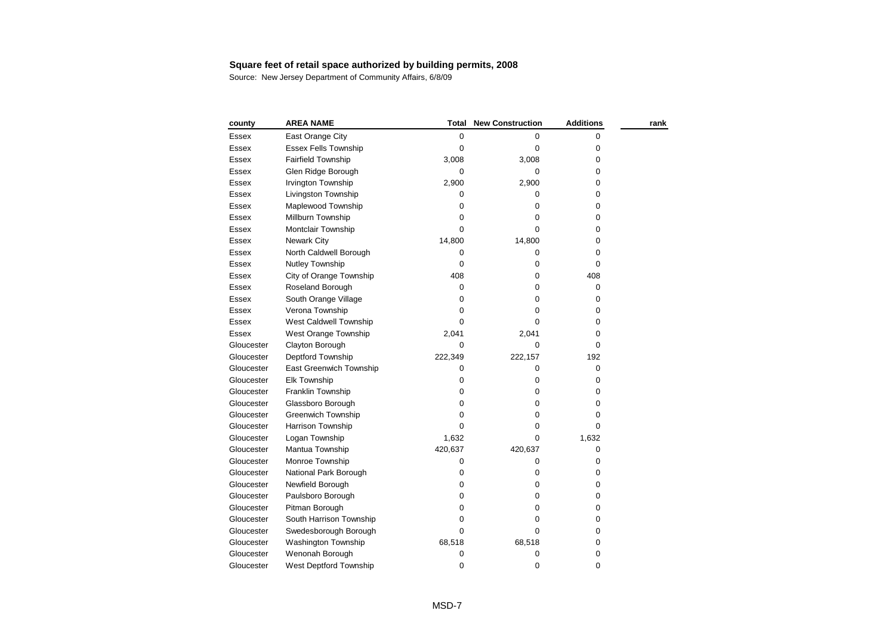**Square feet of retail space authorized by building permits, 2008**

Source: New Jersey Department of Community Affairs, 6/8/09

| county | AREA NAME | Total | New Construction | Additions | rank |
|---|---|---|---|---|---|
| Essex | East Orange City | 0 | 0 | 0 | |
| Essex | Essex Fells Township | 0 | 0 | 0 | |
| Essex | Fairfield Township | 3,008 | 3,008 | 0 | |
| Essex | Glen Ridge Borough | 0 | 0 | 0 | |
| Essex | Irvington Township | 2,900 | 2,900 | 0 | |
| Essex | Livingston Township | 0 | 0 | 0 | |
| Essex | Maplewood Township | 0 | 0 | 0 | |
| Essex | Millburn Township | 0 | 0 | 0 | |
| Essex | Montclair Township | 0 | 0 | 0 | |
| Essex | Newark City | 14,800 | 14,800 | 0 | |
| Essex | North Caldwell Borough | 0 | 0 | 0 | |
| Essex | Nutley Township | 0 | 0 | 0 | |
| Essex | City of Orange Township | 408 | 0 | 408 | |
| Essex | Roseland Borough | 0 | 0 | 0 | |
| Essex | South Orange Village | 0 | 0 | 0 | |
| Essex | Verona Township | 0 | 0 | 0 | |
| Essex | West Caldwell Township | 0 | 0 | 0 | |
| Essex | West Orange Township | 2,041 | 2,041 | 0 | |
| Gloucester | Clayton Borough | 0 | 0 | 0 | |
| Gloucester | Deptford Township | 222,349 | 222,157 | 192 | |
| Gloucester | East Greenwich Township | 0 | 0 | 0 | |
| Gloucester | Elk Township | 0 | 0 | 0 | |
| Gloucester | Franklin Township | 0 | 0 | 0 | |
| Gloucester | Glassboro Borough | 0 | 0 | 0 | |
| Gloucester | Greenwich Township | 0 | 0 | 0 | |
| Gloucester | Harrison Township | 0 | 0 | 0 | |
| Gloucester | Logan Township | 1,632 | 0 | 1,632 | |
| Gloucester | Mantua Township | 420,637 | 420,637 | 0 | |
| Gloucester | Monroe Township | 0 | 0 | 0 | |
| Gloucester | National Park Borough | 0 | 0 | 0 | |
| Gloucester | Newfield Borough | 0 | 0 | 0 | |
| Gloucester | Paulsboro Borough | 0 | 0 | 0 | |
| Gloucester | Pitman Borough | 0 | 0 | 0 | |
| Gloucester | South Harrison Township | 0 | 0 | 0 | |
| Gloucester | Swedesborough Borough | 0 | 0 | 0 | |
| Gloucester | Washington Township | 68,518 | 68,518 | 0 | |
| Gloucester | Wenonah Borough | 0 | 0 | 0 | |
| Gloucester | West Deptford Township | 0 | 0 | 0 | |

MSD-7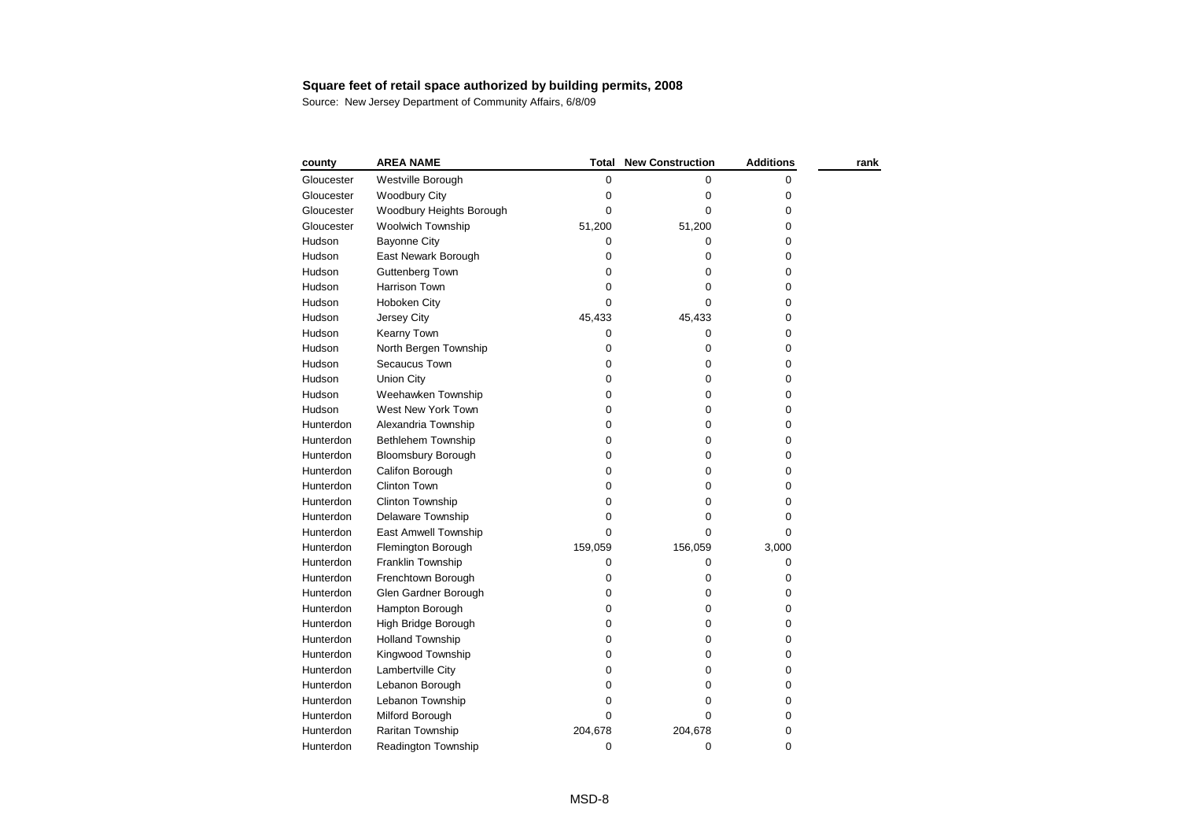**Square feet of retail space authorized by building permits, 2008**

Source: New Jersey Department of Community Affairs, 6/8/09

| county | AREA NAME | Total | New Construction | Additions | rank |
|---|---|---|---|---|---|
| Gloucester | Westville Borough | 0 | 0 | 0 | |
| Gloucester | Woodbury City | 0 | 0 | 0 | |
| Gloucester | Woodbury Heights Borough | 0 | 0 | 0 | |
| Gloucester | Woolwich Township | 51,200 | 51,200 | 0 | |
| Hudson | Bayonne City | 0 | 0 | 0 | |
| Hudson | East Newark Borough | 0 | 0 | 0 | |
| Hudson | Guttenberg Town | 0 | 0 | 0 | |
| Hudson | Harrison Town | 0 | 0 | 0 | |
| Hudson | Hoboken City | 0 | 0 | 0 | |
| Hudson | Jersey City | 45,433 | 45,433 | 0 | |
| Hudson | Kearny Town | 0 | 0 | 0 | |
| Hudson | North Bergen Township | 0 | 0 | 0 | |
| Hudson | Secaucus Town | 0 | 0 | 0 | |
| Hudson | Union City | 0 | 0 | 0 | |
| Hudson | Weehawken Township | 0 | 0 | 0 | |
| Hudson | West New York Town | 0 | 0 | 0 | |
| Hunterdon | Alexandria Township | 0 | 0 | 0 | |
| Hunterdon | Bethlehem Township | 0 | 0 | 0 | |
| Hunterdon | Bloomsbury Borough | 0 | 0 | 0 | |
| Hunterdon | Califon Borough | 0 | 0 | 0 | |
| Hunterdon | Clinton Town | 0 | 0 | 0 | |
| Hunterdon | Clinton Township | 0 | 0 | 0 | |
| Hunterdon | Delaware Township | 0 | 0 | 0 | |
| Hunterdon | East Amwell Township | 0 | 0 | 0 | |
| Hunterdon | Flemington Borough | 159,059 | 156,059 | 3,000 | |
| Hunterdon | Franklin Township | 0 | 0 | 0 | |
| Hunterdon | Frenchtown Borough | 0 | 0 | 0 | |
| Hunterdon | Glen Gardner Borough | 0 | 0 | 0 | |
| Hunterdon | Hampton Borough | 0 | 0 | 0 | |
| Hunterdon | High Bridge Borough | 0 | 0 | 0 | |
| Hunterdon | Holland Township | 0 | 0 | 0 | |
| Hunterdon | Kingwood Township | 0 | 0 | 0 | |
| Hunterdon | Lambertville City | 0 | 0 | 0 | |
| Hunterdon | Lebanon Borough | 0 | 0 | 0 | |
| Hunterdon | Lebanon Township | 0 | 0 | 0 | |
| Hunterdon | Milford Borough | 0 | 0 | 0 | |
| Hunterdon | Raritan Township | 204,678 | 204,678 | 0 | |
| Hunterdon | Readington Township | 0 | 0 | 0 | |

MSD-8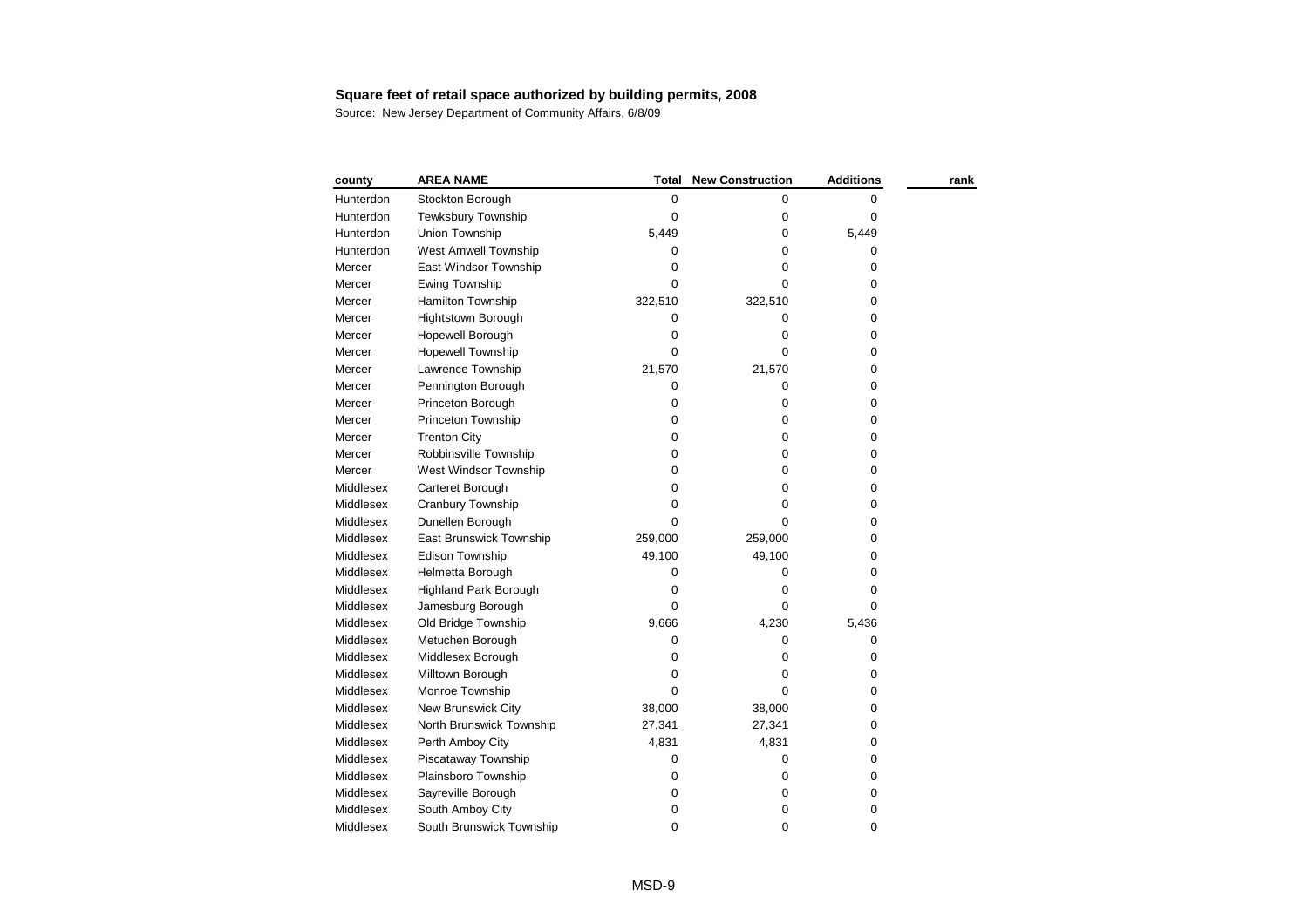**Square feet of retail space authorized by building permits, 2008**

Source: New Jersey Department of Community Affairs, 6/8/09

| county | AREA NAME | Total | New Construction | Additions | rank |
|---|---|---|---|---|---|
| Hunterdon | Stockton Borough | 0 | 0 | 0 | |
| Hunterdon | Tewksbury Township | 0 | 0 | 0 | |
| Hunterdon | Union Township | 5,449 | 0 | 5,449 | |
| Hunterdon | West Amwell Township | 0 | 0 | 0 | |
| Mercer | East Windsor Township | 0 | 0 | 0 | |
| Mercer | Ewing Township | 0 | 0 | 0 | |
| Mercer | Hamilton Township | 322,510 | 322,510 | 0 | |
| Mercer | Hightstown Borough | 0 | 0 | 0 | |
| Mercer | Hopewell Borough | 0 | 0 | 0 | |
| Mercer | Hopewell Township | 0 | 0 | 0 | |
| Mercer | Lawrence Township | 21,570 | 21,570 | 0 | |
| Mercer | Pennington Borough | 0 | 0 | 0 | |
| Mercer | Princeton Borough | 0 | 0 | 0 | |
| Mercer | Princeton Township | 0 | 0 | 0 | |
| Mercer | Trenton City | 0 | 0 | 0 | |
| Mercer | Robbinsville Township | 0 | 0 | 0 | |
| Mercer | West Windsor Township | 0 | 0 | 0 | |
| Middlesex | Carteret Borough | 0 | 0 | 0 | |
| Middlesex | Cranbury Township | 0 | 0 | 0 | |
| Middlesex | Dunellen Borough | 0 | 0 | 0 | |
| Middlesex | East Brunswick Township | 259,000 | 259,000 | 0 | |
| Middlesex | Edison Township | 49,100 | 49,100 | 0 | |
| Middlesex | Helmetta Borough | 0 | 0 | 0 | |
| Middlesex | Highland Park Borough | 0 | 0 | 0 | |
| Middlesex | Jamesburg Borough | 0 | 0 | 0 | |
| Middlesex | Old Bridge Township | 9,666 | 4,230 | 5,436 | |
| Middlesex | Metuchen Borough | 0 | 0 | 0 | |
| Middlesex | Middlesex Borough | 0 | 0 | 0 | |
| Middlesex | Milltown Borough | 0 | 0 | 0 | |
| Middlesex | Monroe Township | 0 | 0 | 0 | |
| Middlesex | New Brunswick City | 38,000 | 38,000 | 0 | |
| Middlesex | North Brunswick Township | 27,341 | 27,341 | 0 | |
| Middlesex | Perth Amboy City | 4,831 | 4,831 | 0 | |
| Middlesex | Piscataway Township | 0 | 0 | 0 | |
| Middlesex | Plainsboro Township | 0 | 0 | 0 | |
| Middlesex | Sayreville Borough | 0 | 0 | 0 | |
| Middlesex | South Amboy City | 0 | 0 | 0 | |
| Middlesex | South Brunswick Township | 0 | 0 | 0 | |

MSD-9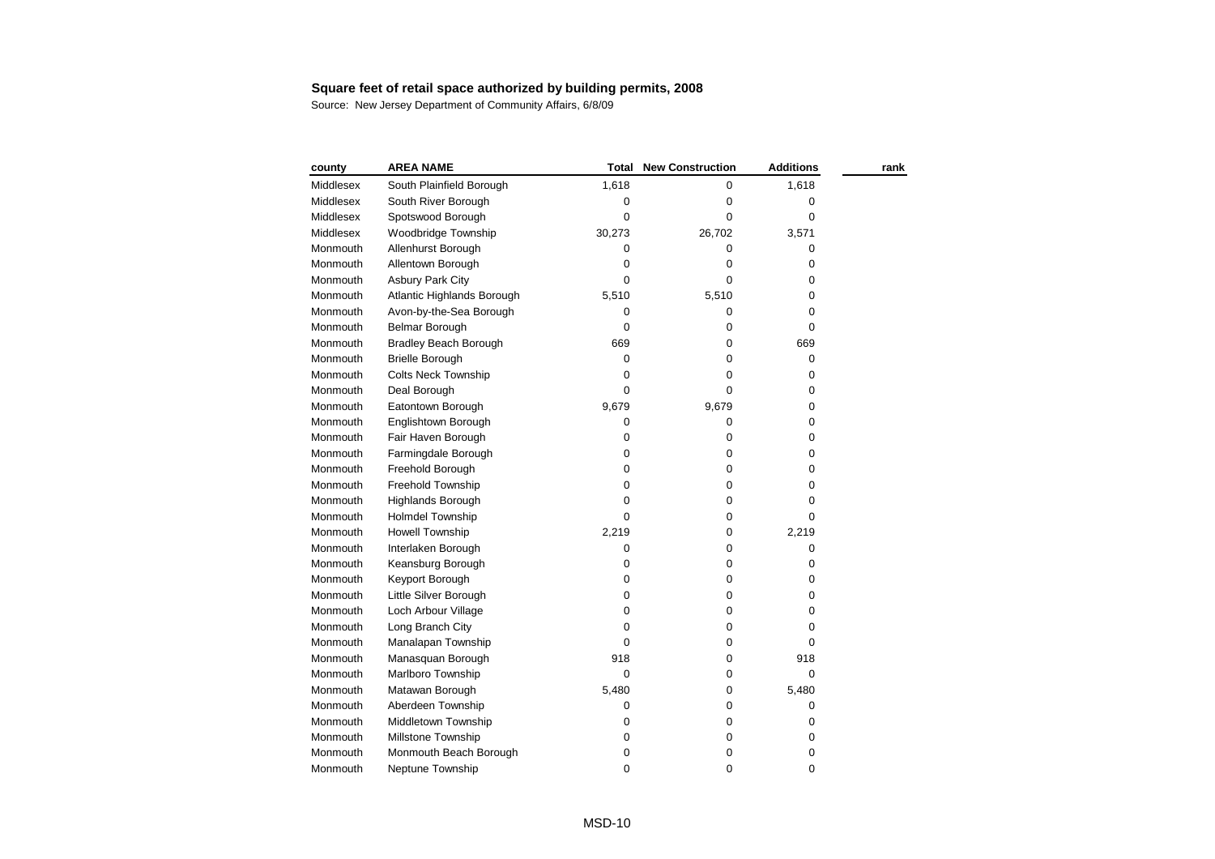**Square feet of retail space authorized by building permits, 2008**

Source: New Jersey Department of Community Affairs, 6/8/09

| county | AREA NAME | Total | New Construction | Additions | rank |
|---|---|---|---|---|---|
| Middlesex | South Plainfield Borough | 1,618 | 0 | 1,618 | |
| Middlesex | South River Borough | 0 | 0 | 0 | |
| Middlesex | Spotswood Borough | 0 | 0 | 0 | |
| Middlesex | Woodbridge Township | 30,273 | 26,702 | 3,571 | |
| Monmouth | Allenhurst Borough | 0 | 0 | 0 | |
| Monmouth | Allentown Borough | 0 | 0 | 0 | |
| Monmouth | Asbury Park City | 0 | 0 | 0 | |
| Monmouth | Atlantic Highlands Borough | 5,510 | 5,510 | 0 | |
| Monmouth | Avon-by-the-Sea Borough | 0 | 0 | 0 | |
| Monmouth | Belmar Borough | 0 | 0 | 0 | |
| Monmouth | Bradley Beach Borough | 669 | 0 | 669 | |
| Monmouth | Brielle Borough | 0 | 0 | 0 | |
| Monmouth | Colts Neck Township | 0 | 0 | 0 | |
| Monmouth | Deal Borough | 0 | 0 | 0 | |
| Monmouth | Eatontown Borough | 9,679 | 9,679 | 0 | |
| Monmouth | Englishtown Borough | 0 | 0 | 0 | |
| Monmouth | Fair Haven Borough | 0 | 0 | 0 | |
| Monmouth | Farmingdale Borough | 0 | 0 | 0 | |
| Monmouth | Freehold Borough | 0 | 0 | 0 | |
| Monmouth | Freehold Township | 0 | 0 | 0 | |
| Monmouth | Highlands Borough | 0 | 0 | 0 | |
| Monmouth | Holmdel Township | 0 | 0 | 0 | |
| Monmouth | Howell Township | 2,219 | 0 | 2,219 | |
| Monmouth | Interlaken Borough | 0 | 0 | 0 | |
| Monmouth | Keansburg Borough | 0 | 0 | 0 | |
| Monmouth | Keyport Borough | 0 | 0 | 0 | |
| Monmouth | Little Silver Borough | 0 | 0 | 0 | |
| Monmouth | Loch Arbour Village | 0 | 0 | 0 | |
| Monmouth | Long Branch City | 0 | 0 | 0 | |
| Monmouth | Manalapan Township | 0 | 0 | 0 | |
| Monmouth | Manasquan Borough | 918 | 0 | 918 | |
| Monmouth | Marlboro Township | 0 | 0 | 0 | |
| Monmouth | Matawan Borough | 5,480 | 0 | 5,480 | |
| Monmouth | Aberdeen Township | 0 | 0 | 0 | |
| Monmouth | Middletown Township | 0 | 0 | 0 | |
| Monmouth | Millstone Township | 0 | 0 | 0 | |
| Monmouth | Monmouth Beach Borough | 0 | 0 | 0 | |
| Monmouth | Neptune Township | 0 | 0 | 0 | |

MSD-10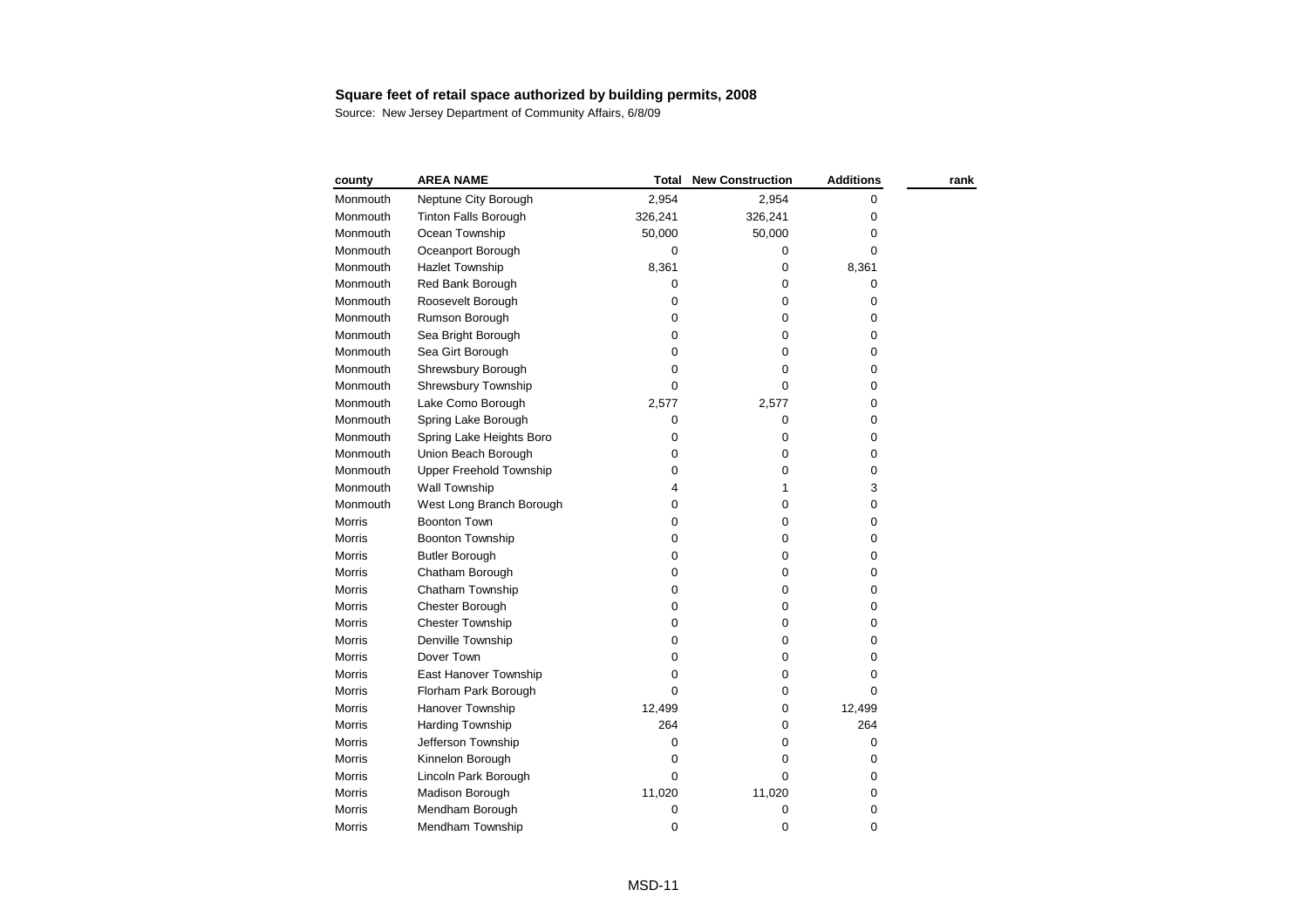**Square feet of retail space authorized by building permits, 2008**

Source: New Jersey Department of Community Affairs, 6/8/09

| county | AREA NAME | Total | New Construction | Additions | rank |
|---|---|---|---|---|---|
| Monmouth | Neptune City Borough | 2,954 | 2,954 | 0 | |
| Monmouth | Tinton Falls Borough | 326,241 | 326,241 | 0 | |
| Monmouth | Ocean Township | 50,000 | 50,000 | 0 | |
| Monmouth | Oceanport Borough | 0 | 0 | 0 | |
| Monmouth | Hazlet Township | 8,361 | 0 | 8,361 | |
| Monmouth | Red Bank Borough | 0 | 0 | 0 | |
| Monmouth | Roosevelt Borough | 0 | 0 | 0 | |
| Monmouth | Rumson Borough | 0 | 0 | 0 | |
| Monmouth | Sea Bright Borough | 0 | 0 | 0 | |
| Monmouth | Sea Girt Borough | 0 | 0 | 0 | |
| Monmouth | Shrewsbury Borough | 0 | 0 | 0 | |
| Monmouth | Shrewsbury Township | 0 | 0 | 0 | |
| Monmouth | Lake Como Borough | 2,577 | 2,577 | 0 | |
| Monmouth | Spring Lake Borough | 0 | 0 | 0 | |
| Monmouth | Spring Lake Heights Boro | 0 | 0 | 0 | |
| Monmouth | Union Beach Borough | 0 | 0 | 0 | |
| Monmouth | Upper Freehold Township | 0 | 0 | 0 | |
| Monmouth | Wall Township | 4 | 1 | 3 | |
| Monmouth | West Long Branch Borough | 0 | 0 | 0 | |
| Morris | Boonton Town | 0 | 0 | 0 | |
| Morris | Boonton Township | 0 | 0 | 0 | |
| Morris | Butler Borough | 0 | 0 | 0 | |
| Morris | Chatham Borough | 0 | 0 | 0 | |
| Morris | Chatham Township | 0 | 0 | 0 | |
| Morris | Chester Borough | 0 | 0 | 0 | |
| Morris | Chester Township | 0 | 0 | 0 | |
| Morris | Denville Township | 0 | 0 | 0 | |
| Morris | Dover Town | 0 | 0 | 0 | |
| Morris | East Hanover Township | 0 | 0 | 0 | |
| Morris | Florham Park Borough | 0 | 0 | 0 | |
| Morris | Hanover Township | 12,499 | 0 | 12,499 | |
| Morris | Harding Township | 264 | 0 | 264 | |
| Morris | Jefferson Township | 0 | 0 | 0 | |
| Morris | Kinnelon Borough | 0 | 0 | 0 | |
| Morris | Lincoln Park Borough | 0 | 0 | 0 | |
| Morris | Madison Borough | 11,020 | 11,020 | 0 | |
| Morris | Mendham Borough | 0 | 0 | 0 | |
| Morris | Mendham Township | 0 | 0 | 0 | |

MSD-11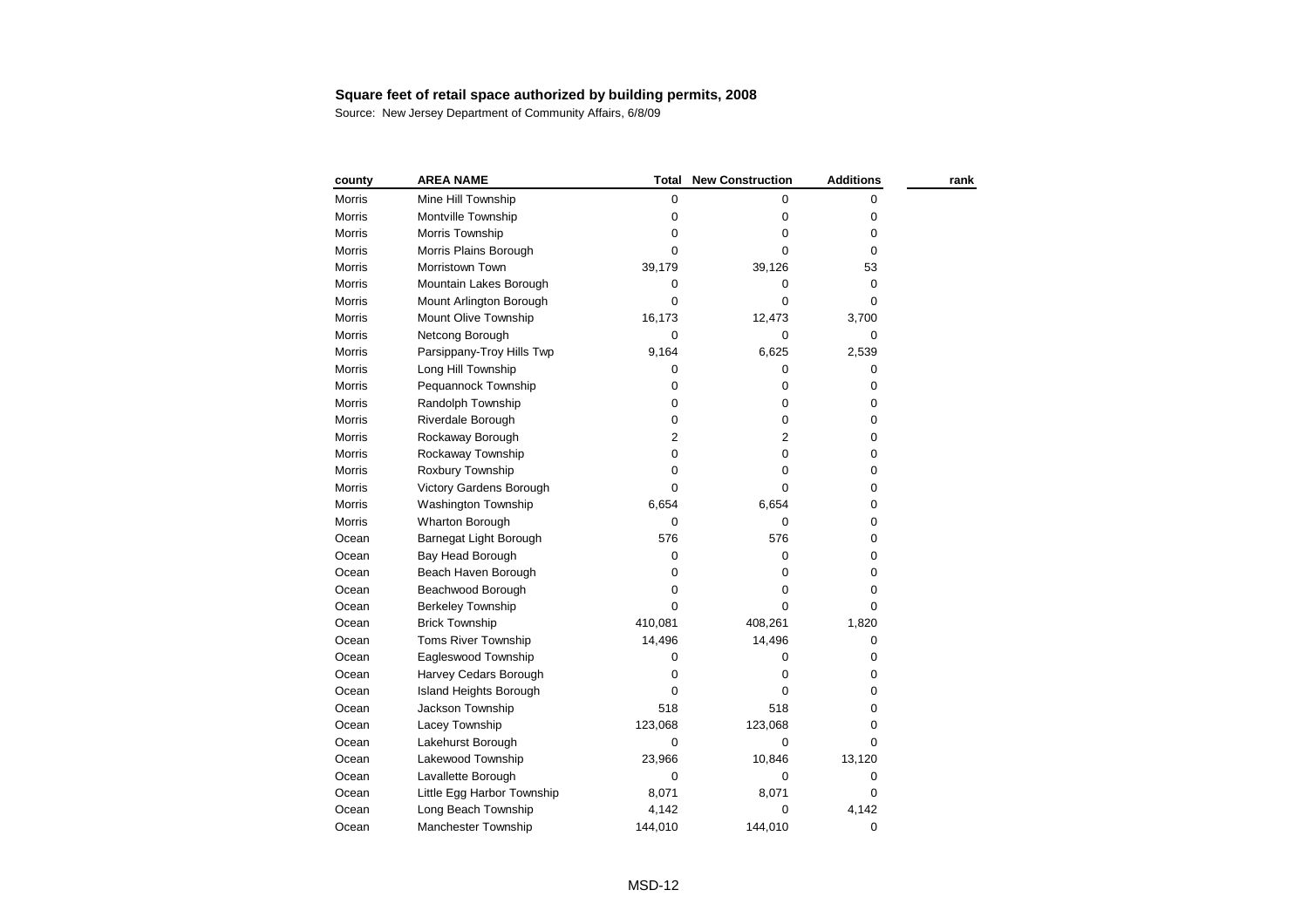**Square feet of retail space authorized by building permits, 2008**

Source: New Jersey Department of Community Affairs, 6/8/09

| county | AREA NAME | Total | New Construction | Additions | rank |
|---|---|---|---|---|---|
| Morris | Mine Hill Township | 0 | 0 | 0 | |
| Morris | Montville Township | 0 | 0 | 0 | |
| Morris | Morris Township | 0 | 0 | 0 | |
| Morris | Morris Plains Borough | 0 | 0 | 0 | |
| Morris | Morristown Town | 39,179 | 39,126 | 53 | |
| Morris | Mountain Lakes Borough | 0 | 0 | 0 | |
| Morris | Mount Arlington Borough | 0 | 0 | 0 | |
| Morris | Mount Olive Township | 16,173 | 12,473 | 3,700 | |
| Morris | Netcong Borough | 0 | 0 | 0 | |
| Morris | Parsippany-Troy Hills Twp | 9,164 | 6,625 | 2,539 | |
| Morris | Long Hill Township | 0 | 0 | 0 | |
| Morris | Pequannock Township | 0 | 0 | 0 | |
| Morris | Randolph Township | 0 | 0 | 0 | |
| Morris | Riverdale Borough | 0 | 0 | 0 | |
| Morris | Rockaway Borough | 2 | 2 | 0 | |
| Morris | Rockaway Township | 0 | 0 | 0 | |
| Morris | Roxbury Township | 0 | 0 | 0 | |
| Morris | Victory Gardens Borough | 0 | 0 | 0 | |
| Morris | Washington Township | 6,654 | 6,654 | 0 | |
| Morris | Wharton Borough | 0 | 0 | 0 | |
| Ocean | Barnegat Light Borough | 576 | 576 | 0 | |
| Ocean | Bay Head Borough | 0 | 0 | 0 | |
| Ocean | Beach Haven Borough | 0 | 0 | 0 | |
| Ocean | Beachwood Borough | 0 | 0 | 0 | |
| Ocean | Berkeley Township | 0 | 0 | 0 | |
| Ocean | Brick Township | 410,081 | 408,261 | 1,820 | |
| Ocean | Toms River Township | 14,496 | 14,496 | 0 | |
| Ocean | Eagleswood Township | 0 | 0 | 0 | |
| Ocean | Harvey Cedars Borough | 0 | 0 | 0 | |
| Ocean | Island Heights Borough | 0 | 0 | 0 | |
| Ocean | Jackson Township | 518 | 518 | 0 | |
| Ocean | Lacey Township | 123,068 | 123,068 | 0 | |
| Ocean | Lakehurst Borough | 0 | 0 | 0 | |
| Ocean | Lakewood Township | 23,966 | 10,846 | 13,120 | |
| Ocean | Lavallette Borough | 0 | 0 | 0 | |
| Ocean | Little Egg Harbor Township | 8,071 | 8,071 | 0 | |
| Ocean | Long Beach Township | 4,142 | 0 | 4,142 | |
| Ocean | Manchester Township | 144,010 | 144,010 | 0 | |

MSD-12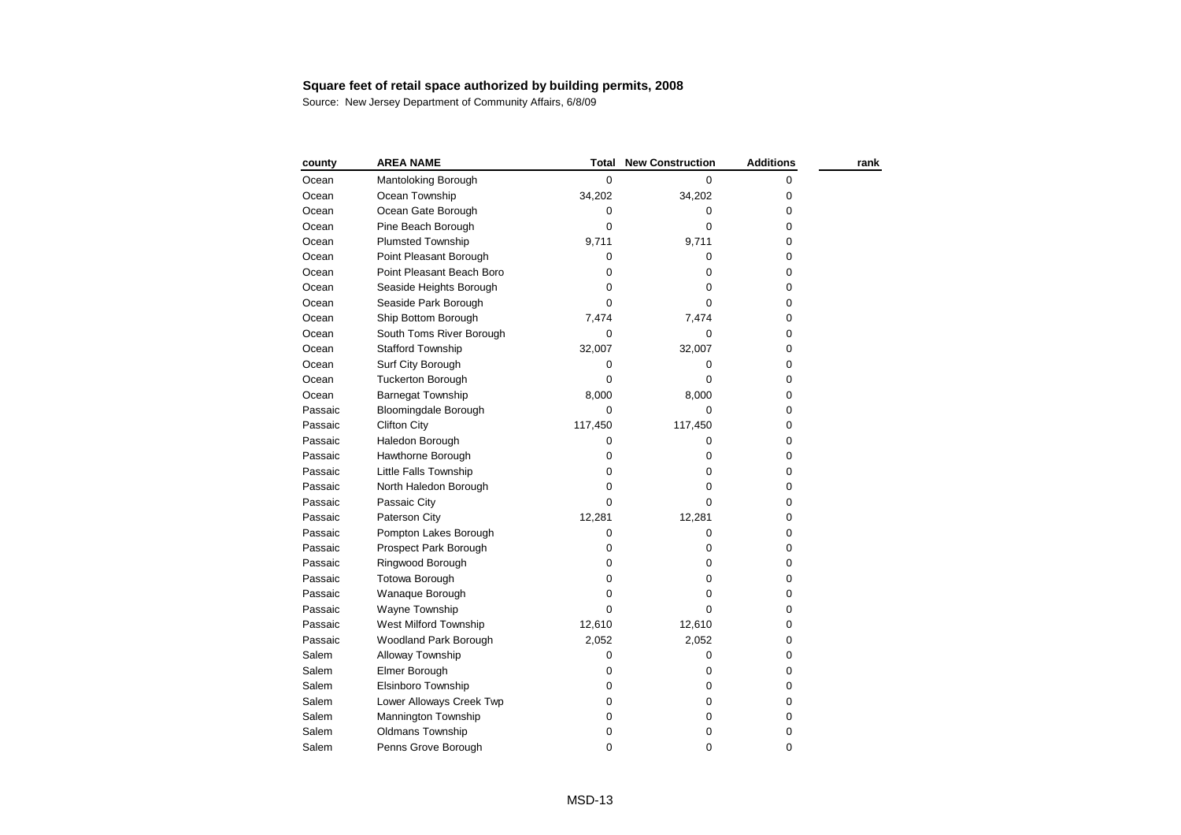**Square feet of retail space authorized by building permits, 2008**

Source: New Jersey Department of Community Affairs, 6/8/09

| county | AREA NAME | Total | New Construction | Additions | rank |
|---|---|---|---|---|---|
| Ocean | Mantoloking Borough | 0 | 0 | 0 | |
| Ocean | Ocean Township | 34,202 | 34,202 | 0 | |
| Ocean | Ocean Gate Borough | 0 | 0 | 0 | |
| Ocean | Pine Beach Borough | 0 | 0 | 0 | |
| Ocean | Plumsted Township | 9,711 | 9,711 | 0 | |
| Ocean | Point Pleasant Borough | 0 | 0 | 0 | |
| Ocean | Point Pleasant Beach Boro | 0 | 0 | 0 | |
| Ocean | Seaside Heights Borough | 0 | 0 | 0 | |
| Ocean | Seaside Park Borough | 0 | 0 | 0 | |
| Ocean | Ship Bottom Borough | 7,474 | 7,474 | 0 | |
| Ocean | South Toms River Borough | 0 | 0 | 0 | |
| Ocean | Stafford Township | 32,007 | 32,007 | 0 | |
| Ocean | Surf City Borough | 0 | 0 | 0 | |
| Ocean | Tuckerton Borough | 0 | 0 | 0 | |
| Ocean | Barnegat Township | 8,000 | 8,000 | 0 | |
| Passaic | Bloomingdale Borough | 0 | 0 | 0 | |
| Passaic | Clifton City | 117,450 | 117,450 | 0 | |
| Passaic | Haledon Borough | 0 | 0 | 0 | |
| Passaic | Hawthorne Borough | 0 | 0 | 0 | |
| Passaic | Little Falls Township | 0 | 0 | 0 | |
| Passaic | North Haledon Borough | 0 | 0 | 0 | |
| Passaic | Passaic City | 0 | 0 | 0 | |
| Passaic | Paterson City | 12,281 | 12,281 | 0 | |
| Passaic | Pompton Lakes Borough | 0 | 0 | 0 | |
| Passaic | Prospect Park Borough | 0 | 0 | 0 | |
| Passaic | Ringwood Borough | 0 | 0 | 0 | |
| Passaic | Totowa Borough | 0 | 0 | 0 | |
| Passaic | Wanaque Borough | 0 | 0 | 0 | |
| Passaic | Wayne Township | 0 | 0 | 0 | |
| Passaic | West Milford Township | 12,610 | 12,610 | 0 | |
| Passaic | Woodland Park Borough | 2,052 | 2,052 | 0 | |
| Salem | Alloway Township | 0 | 0 | 0 | |
| Salem | Elmer Borough | 0 | 0 | 0 | |
| Salem | Elsinboro Township | 0 | 0 | 0 | |
| Salem | Lower Alloways Creek Twp | 0 | 0 | 0 | |
| Salem | Mannington Township | 0 | 0 | 0 | |
| Salem | Oldmans Township | 0 | 0 | 0 | |
| Salem | Penns Grove Borough | 0 | 0 | 0 | |

MSD-13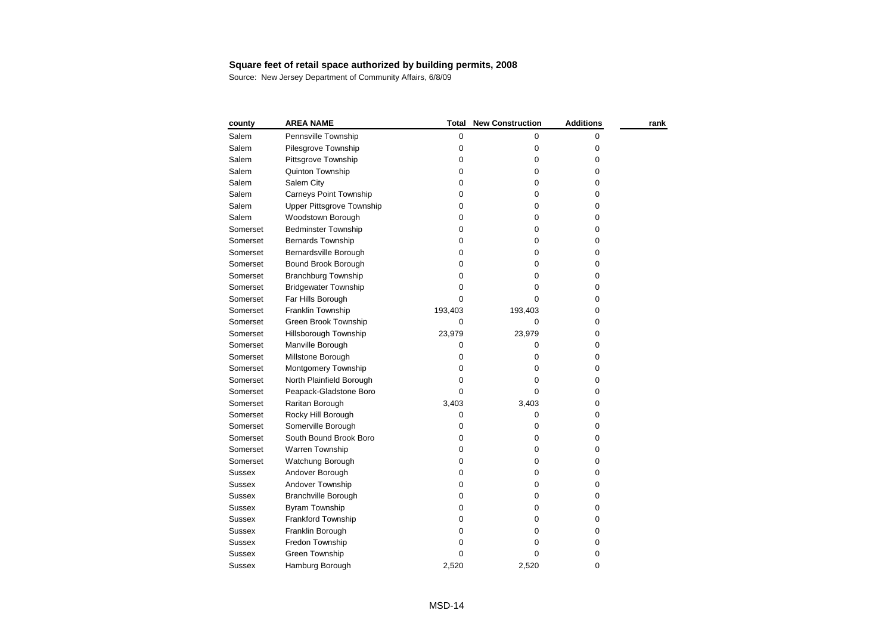**Square feet of retail space authorized by building permits, 2008**

Source: New Jersey Department of Community Affairs, 6/8/09

| county | AREA NAME | Total | New Construction | Additions | rank |
|---|---|---|---|---|---|
| Salem | Pennsville Township | 0 | 0 | 0 | |
| Salem | Pilesgrove Township | 0 | 0 | 0 | |
| Salem | Pittsgrove Township | 0 | 0 | 0 | |
| Salem | Quinton Township | 0 | 0 | 0 | |
| Salem | Salem City | 0 | 0 | 0 | |
| Salem | Carneys Point Township | 0 | 0 | 0 | |
| Salem | Upper Pittsgrove Township | 0 | 0 | 0 | |
| Salem | Woodstown Borough | 0 | 0 | 0 | |
| Somerset | Bedminster Township | 0 | 0 | 0 | |
| Somerset | Bernards Township | 0 | 0 | 0 | |
| Somerset | Bernardsville Borough | 0 | 0 | 0 | |
| Somerset | Bound Brook Borough | 0 | 0 | 0 | |
| Somerset | Branchburg Township | 0 | 0 | 0 | |
| Somerset | Bridgewater Township | 0 | 0 | 0 | |
| Somerset | Far Hills Borough | 0 | 0 | 0 | |
| Somerset | Franklin Township | 193,403 | 193,403 | 0 | |
| Somerset | Green Brook Township | 0 | 0 | 0 | |
| Somerset | Hillsborough Township | 23,979 | 23,979 | 0 | |
| Somerset | Manville Borough | 0 | 0 | 0 | |
| Somerset | Millstone Borough | 0 | 0 | 0 | |
| Somerset | Montgomery Township | 0 | 0 | 0 | |
| Somerset | North Plainfield Borough | 0 | 0 | 0 | |
| Somerset | Peapack-Gladstone Boro | 0 | 0 | 0 | |
| Somerset | Raritan Borough | 3,403 | 3,403 | 0 | |
| Somerset | Rocky Hill Borough | 0 | 0 | 0 | |
| Somerset | Somerville Borough | 0 | 0 | 0 | |
| Somerset | South Bound Brook Boro | 0 | 0 | 0 | |
| Somerset | Warren Township | 0 | 0 | 0 | |
| Somerset | Watchung Borough | 0 | 0 | 0 | |
| Sussex | Andover Borough | 0 | 0 | 0 | |
| Sussex | Andover Township | 0 | 0 | 0 | |
| Sussex | Branchville Borough | 0 | 0 | 0 | |
| Sussex | Byram Township | 0 | 0 | 0 | |
| Sussex | Frankford Township | 0 | 0 | 0 | |
| Sussex | Franklin Borough | 0 | 0 | 0 | |
| Sussex | Fredon Township | 0 | 0 | 0 | |
| Sussex | Green Township | 0 | 0 | 0 | |
| Sussex | Hamburg Borough | 2,520 | 2,520 | 0 | |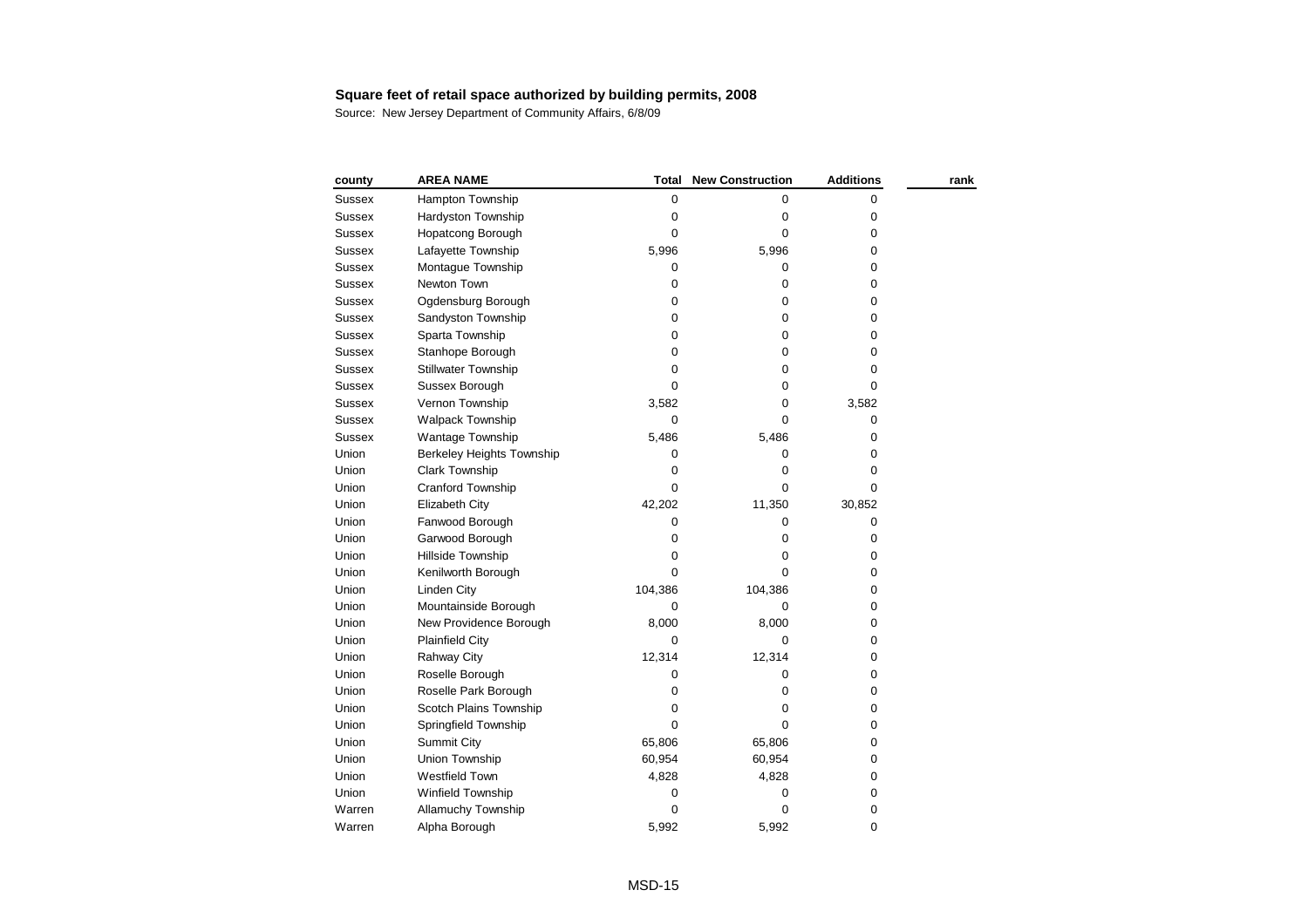**Square feet of retail space authorized by building permits, 2008**

Source: New Jersey Department of Community Affairs, 6/8/09

| county | AREA NAME | Total | New Construction | Additions | rank |
|---|---|---|---|---|---|
| Sussex | Hampton Township | 0 | 0 | 0 | |
| Sussex | Hardyston Township | 0 | 0 | 0 | |
| Sussex | Hopatcong Borough | 0 | 0 | 0 | |
| Sussex | Lafayette Township | 5,996 | 5,996 | 0 | |
| Sussex | Montague Township | 0 | 0 | 0 | |
| Sussex | Newton Town | 0 | 0 | 0 | |
| Sussex | Ogdensburg Borough | 0 | 0 | 0 | |
| Sussex | Sandyston Township | 0 | 0 | 0 | |
| Sussex | Sparta Township | 0 | 0 | 0 | |
| Sussex | Stanhope Borough | 0 | 0 | 0 | |
| Sussex | Stillwater Township | 0 | 0 | 0 | |
| Sussex | Sussex Borough | 0 | 0 | 0 | |
| Sussex | Vernon Township | 3,582 | 0 | 3,582 | |
| Sussex | Walpack Township | 0 | 0 | 0 | |
| Sussex | Wantage Township | 5,486 | 5,486 | 0 | |
| Union | Berkeley Heights Township | 0 | 0 | 0 | |
| Union | Clark Township | 0 | 0 | 0 | |
| Union | Cranford Township | 0 | 0 | 0 | |
| Union | Elizabeth City | 42,202 | 11,350 | 30,852 | |
| Union | Fanwood Borough | 0 | 0 | 0 | |
| Union | Garwood Borough | 0 | 0 | 0 | |
| Union | Hillside Township | 0 | 0 | 0 | |
| Union | Kenilworth Borough | 0 | 0 | 0 | |
| Union | Linden City | 104,386 | 104,386 | 0 | |
| Union | Mountainside Borough | 0 | 0 | 0 | |
| Union | New Providence Borough | 8,000 | 8,000 | 0 | |
| Union | Plainfield City | 0 | 0 | 0 | |
| Union | Rahway City | 12,314 | 12,314 | 0 | |
| Union | Roselle Borough | 0 | 0 | 0 | |
| Union | Roselle Park Borough | 0 | 0 | 0 | |
| Union | Scotch Plains Township | 0 | 0 | 0 | |
| Union | Springfield Township | 0 | 0 | 0 | |
| Union | Summit City | 65,806 | 65,806 | 0 | |
| Union | Union Township | 60,954 | 60,954 | 0 | |
| Union | Westfield Town | 4,828 | 4,828 | 0 | |
| Union | Winfield Township | 0 | 0 | 0 | |
| Warren | Allamuchy Township | 0 | 0 | 0 | |
| Warren | Alpha Borough | 5,992 | 5,992 | 0 | |

MSD-15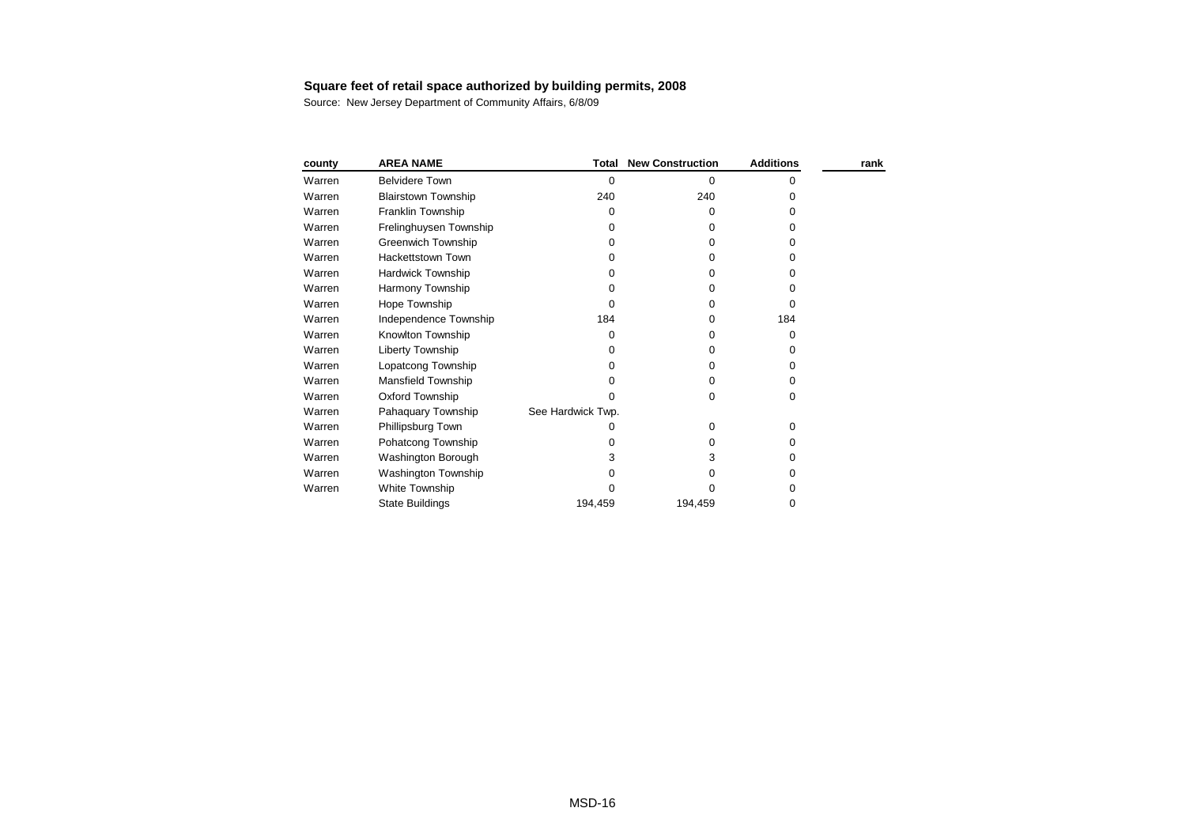**Square feet of retail space authorized by building permits, 2008**

Source: New Jersey Department of Community Affairs, 6/8/09

| county | AREA NAME | Total | New Construction | Additions | rank |
|---|---|---|---|---|---|
| Warren | Belvidere Town | 0 | 0 | 0 | |
| Warren | Blairstown Township | 240 | 240 | 0 | |
| Warren | Franklin Township | 0 | 0 | 0 | |
| Warren | Frelinghuysen Township | 0 | 0 | 0 | |
| Warren | Greenwich Township | 0 | 0 | 0 | |
| Warren | Hackettstown Town | 0 | 0 | 0 | |
| Warren | Hardwick Township | 0 | 0 | 0 | |
| Warren | Harmony Township | 0 | 0 | 0 | |
| Warren | Hope Township | 0 | 0 | 0 | |
| Warren | Independence Township | 184 | 0 | 184 | |
| Warren | Knowlton Township | 0 | 0 | 0 | |
| Warren | Liberty Township | 0 | 0 | 0 | |
| Warren | Lopatcong Township | 0 | 0 | 0 | |
| Warren | Mansfield Township | 0 | 0 | 0 | |
| Warren | Oxford Township | 0 | 0 | 0 | |
| Warren | Pahaquary Township | See Hardwick Twp. | | | |
| Warren | Phillipsburg Town | 0 | 0 | 0 | |
| Warren | Pohatcong Township | 0 | 0 | 0 | |
| Warren | Washington Borough | 3 | 3 | 0 | |
| Warren | Washington Township | 0 | 0 | 0 | |
| Warren | White Township | 0 | 0 | 0 | |
| | State Buildings | 194,459 | 194,459 | 0 | |

MSD-16